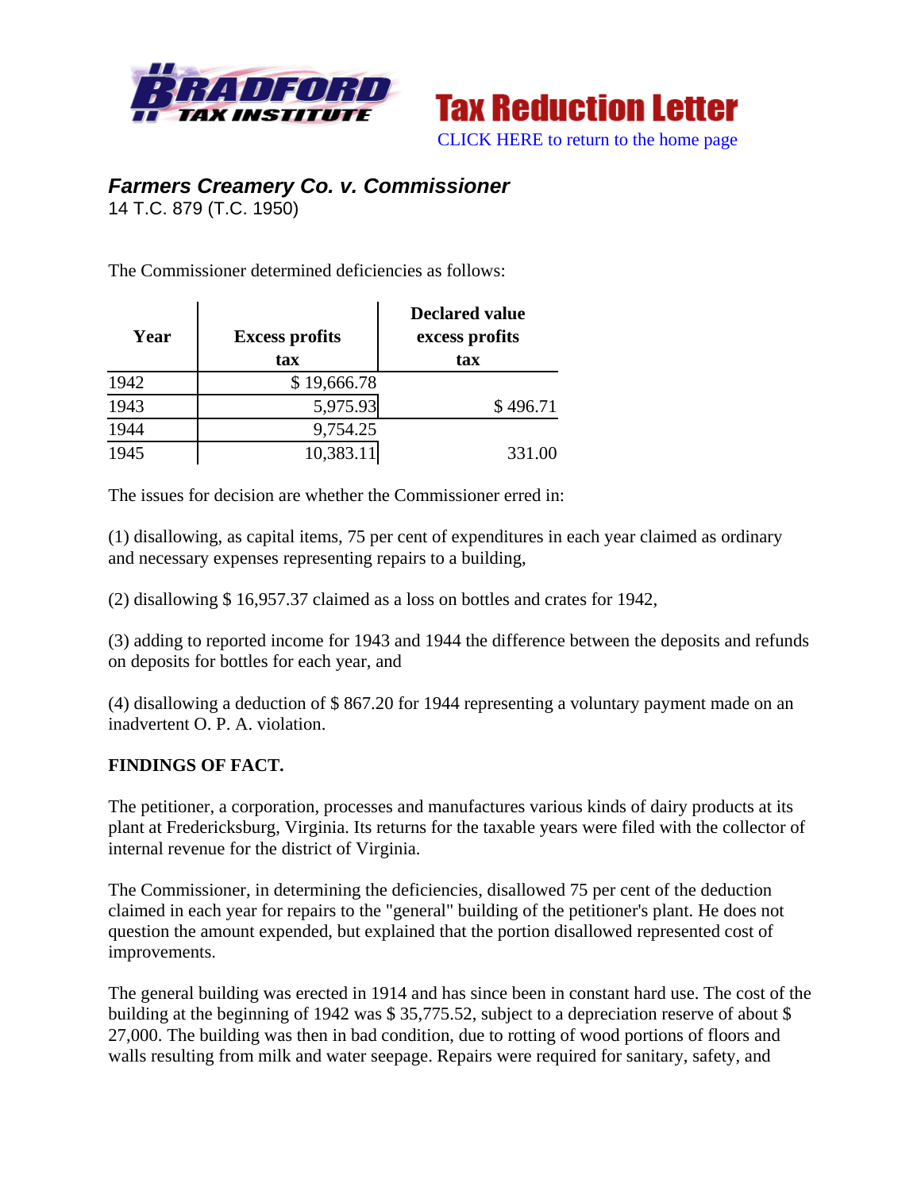Bradford Tax Institute — Tax Reduction Letter

CLICK HERE to return to the home page

## *Farmers Creamery Co. v. Commissioner*

14 T.C. 879 (T.C. 1950)

The Commissioner determined deficiencies as follows:

| Year | Excess profits tax | Declared value excess profits tax |
|---|---|---|
| 1942 | $ 19,666.78 | |
| 1943 | 5,975.93 | $ 496.71 |
| 1944 | 9,754.25 | |
| 1945 | 10,383.11 | 331.00 |

The issues for decision are whether the Commissioner erred in:

(1) disallowing, as capital items, 75 per cent of expenditures in each year claimed as ordinary and necessary expenses representing repairs to a building,

(2) disallowing $ 16,957.37 claimed as a loss on bottles and crates for 1942,

(3) adding to reported income for 1943 and 1944 the difference between the deposits and refunds on deposits for bottles for each year, and

(4) disallowing a deduction of $ 867.20 for 1944 representing a voluntary payment made on an inadvertent O. P. A. violation.

**FINDINGS OF FACT.**

The petitioner, a corporation, processes and manufactures various kinds of dairy products at its plant at Fredericksburg, Virginia. Its returns for the taxable years were filed with the collector of internal revenue for the district of Virginia.

The Commissioner, in determining the deficiencies, disallowed 75 per cent of the deduction claimed in each year for repairs to the "general" building of the petitioner's plant. He does not question the amount expended, but explained that the portion disallowed represented cost of improvements.

The general building was erected in 1914 and has since been in constant hard use. The cost of the building at the beginning of 1942 was $ 35,775.52, subject to a depreciation reserve of about $ 27,000. The building was then in bad condition, due to rotting of wood portions of floors and walls resulting from milk and water seepage. Repairs were required for sanitary, safety, and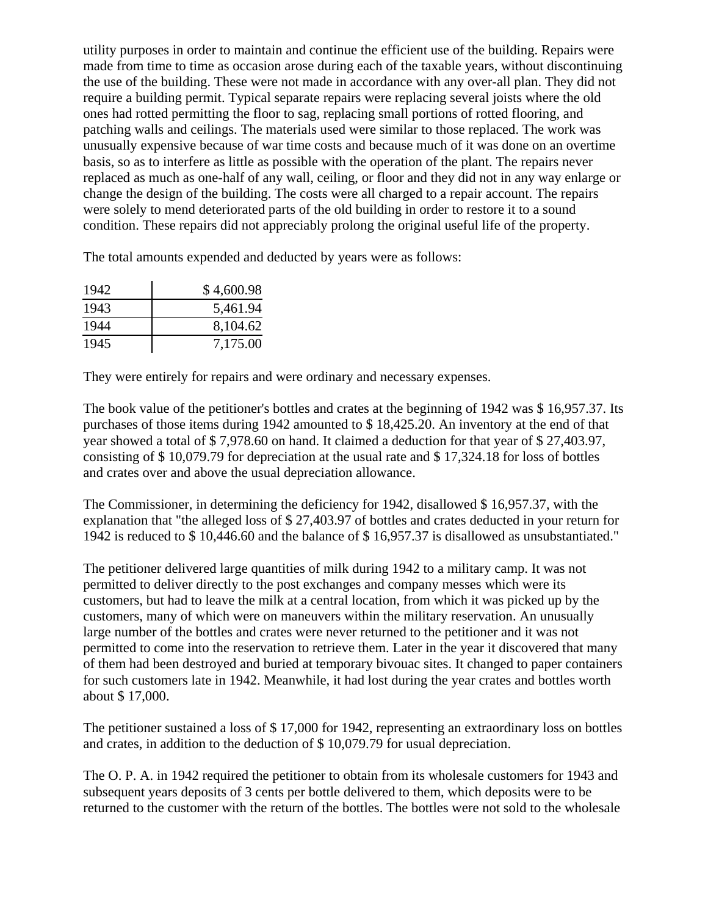utility purposes in order to maintain and continue the efficient use of the building. Repairs were made from time to time as occasion arose during each of the taxable years, without discontinuing the use of the building. These were not made in accordance with any over-all plan. They did not require a building permit. Typical separate repairs were replacing several joists where the old ones had rotted permitting the floor to sag, replacing small portions of rotted flooring, and patching walls and ceilings. The materials used were similar to those replaced. The work was unusually expensive because of war time costs and because much of it was done on an overtime basis, so as to interfere as little as possible with the operation of the plant. The repairs never replaced as much as one-half of any wall, ceiling, or floor and they did not in any way enlarge or change the design of the building. The costs were all charged to a repair account. The repairs were solely to mend deteriorated parts of the old building in order to restore it to a sound condition. These repairs did not appreciably prolong the original useful life of the property.

The total amounts expended and deducted by years were as follows:

| | |
|---|---|
| 1942 | $ 4,600.98 |
| 1943 | 5,461.94 |
| 1944 | 8,104.62 |
| 1945 | 7,175.00 |

They were entirely for repairs and were ordinary and necessary expenses.

The book value of the petitioner's bottles and crates at the beginning of 1942 was $ 16,957.37. Its purchases of those items during 1942 amounted to $ 18,425.20. An inventory at the end of that year showed a total of $ 7,978.60 on hand. It claimed a deduction for that year of $ 27,403.97, consisting of $ 10,079.79 for depreciation at the usual rate and $ 17,324.18 for loss of bottles and crates over and above the usual depreciation allowance.

The Commissioner, in determining the deficiency for 1942, disallowed $ 16,957.37, with the explanation that "the alleged loss of $ 27,403.97 of bottles and crates deducted in your return for 1942 is reduced to $ 10,446.60 and the balance of $ 16,957.37 is disallowed as unsubstantiated."

The petitioner delivered large quantities of milk during 1942 to a military camp. It was not permitted to deliver directly to the post exchanges and company messes which were its customers, but had to leave the milk at a central location, from which it was picked up by the customers, many of which were on maneuvers within the military reservation. An unusually large number of the bottles and crates were never returned to the petitioner and it was not permitted to come into the reservation to retrieve them. Later in the year it discovered that many of them had been destroyed and buried at temporary bivouac sites. It changed to paper containers for such customers late in 1942. Meanwhile, it had lost during the year crates and bottles worth about $ 17,000.

The petitioner sustained a loss of $ 17,000 for 1942, representing an extraordinary loss on bottles and crates, in addition to the deduction of $ 10,079.79 for usual depreciation.

The O. P. A. in 1942 required the petitioner to obtain from its wholesale customers for 1943 and subsequent years deposits of 3 cents per bottle delivered to them, which deposits were to be returned to the customer with the return of the bottles. The bottles were not sold to the wholesale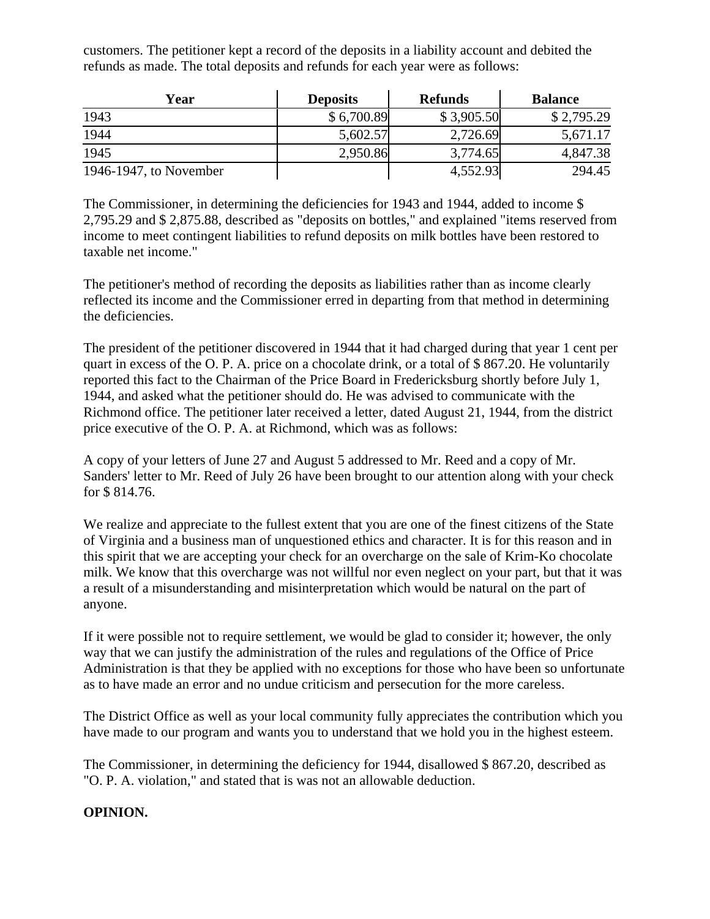customers. The petitioner kept a record of the deposits in a liability account and debited the refunds as made. The total deposits and refunds for each year were as follows:

| Year | Deposits | Refunds | Balance |
| --- | --- | --- | --- |
| 1943 | $ 6,700.89 | $ 3,905.50 | $ 2,795.29 |
| 1944 | 5,602.57 | 2,726.69 | 5,671.17 |
| 1945 | 2,950.86 | 3,774.65 | 4,847.38 |
| 1946-1947, to November | | 4,552.93 | 294.45 |

The Commissioner, in determining the deficiencies for 1943 and 1944, added to income $ 2,795.29 and $ 2,875.88, described as "deposits on bottles," and explained "items reserved from income to meet contingent liabilities to refund deposits on milk bottles have been restored to taxable net income."

The petitioner's method of recording the deposits as liabilities rather than as income clearly reflected its income and the Commissioner erred in departing from that method in determining the deficiencies.

The president of the petitioner discovered in 1944 that it had charged during that year 1 cent per quart in excess of the O. P. A. price on a chocolate drink, or a total of $ 867.20. He voluntarily reported this fact to the Chairman of the Price Board in Fredericksburg shortly before July 1, 1944, and asked what the petitioner should do. He was advised to communicate with the Richmond office. The petitioner later received a letter, dated August 21, 1944, from the district price executive of the O. P. A. at Richmond, which was as follows:

A copy of your letters of June 27 and August 5 addressed to Mr. Reed and a copy of Mr. Sanders' letter to Mr. Reed of July 26 have been brought to our attention along with your check for $ 814.76.

We realize and appreciate to the fullest extent that you are one of the finest citizens of the State of Virginia and a business man of unquestioned ethics and character. It is for this reason and in this spirit that we are accepting your check for an overcharge on the sale of Krim-Ko chocolate milk. We know that this overcharge was not willful nor even neglect on your part, but that it was a result of a misunderstanding and misinterpretation which would be natural on the part of anyone.

If it were possible not to require settlement, we would be glad to consider it; however, the only way that we can justify the administration of the rules and regulations of the Office of Price Administration is that they be applied with no exceptions for those who have been so unfortunate as to have made an error and no undue criticism and persecution for the more careless.

The District Office as well as your local community fully appreciates the contribution which you have made to our program and wants you to understand that we hold you in the highest esteem.

The Commissioner, in determining the deficiency for 1944, disallowed $ 867.20, described as "O. P. A. violation," and stated that is was not an allowable deduction.

**OPINION.**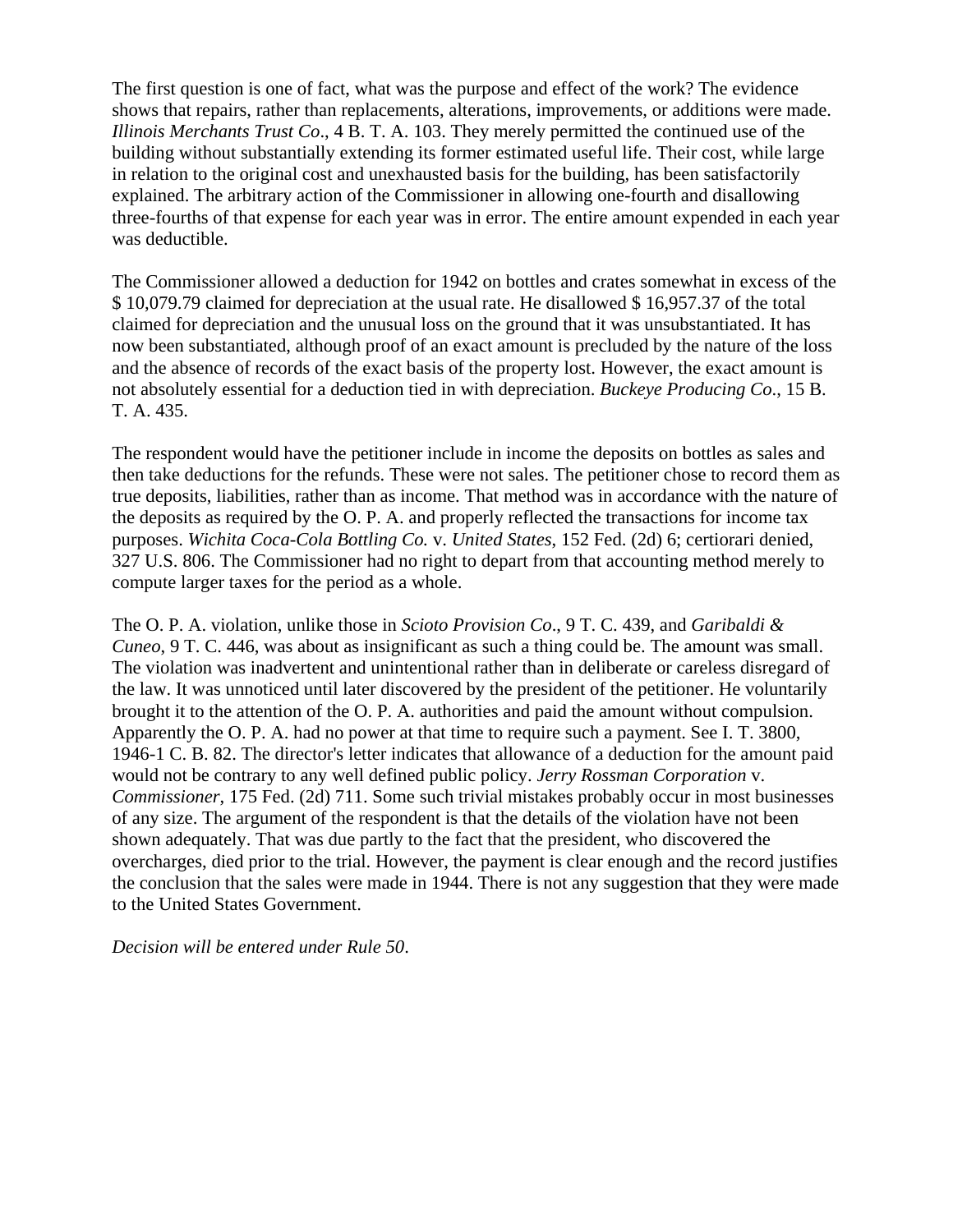The first question is one of fact, what was the purpose and effect of the work? The evidence shows that repairs, rather than replacements, alterations, improvements, or additions were made. *Illinois Merchants Trust Co*., 4 B. T. A. 103. They merely permitted the continued use of the building without substantially extending its former estimated useful life. Their cost, while large in relation to the original cost and unexhausted basis for the building, has been satisfactorily explained. The arbitrary action of the Commissioner in allowing one-fourth and disallowing three-fourths of that expense for each year was in error. The entire amount expended in each year was deductible.

The Commissioner allowed a deduction for 1942 on bottles and crates somewhat in excess of the $ 10,079.79 claimed for depreciation at the usual rate. He disallowed $ 16,957.37 of the total claimed for depreciation and the unusual loss on the ground that it was unsubstantiated. It has now been substantiated, although proof of an exact amount is precluded by the nature of the loss and the absence of records of the exact basis of the property lost. However, the exact amount is not absolutely essential for a deduction tied in with depreciation. *Buckeye Producing Co*., 15 B. T. A. 435.

The respondent would have the petitioner include in income the deposits on bottles as sales and then take deductions for the refunds. These were not sales. The petitioner chose to record them as true deposits, liabilities, rather than as income. That method was in accordance with the nature of the deposits as required by the O. P. A. and properly reflected the transactions for income tax purposes. *Wichita Coca-Cola Bottling Co.* v. *United States*, 152 Fed. (2d) 6; certiorari denied, 327 U.S. 806. The Commissioner had no right to depart from that accounting method merely to compute larger taxes for the period as a whole.

The O. P. A. violation, unlike those in *Scioto Provision Co*., 9 T. C. 439, and *Garibaldi & Cuneo*, 9 T. C. 446, was about as insignificant as such a thing could be. The amount was small. The violation was inadvertent and unintentional rather than in deliberate or careless disregard of the law. It was unnoticed until later discovered by the president of the petitioner. He voluntarily brought it to the attention of the O. P. A. authorities and paid the amount without compulsion. Apparently the O. P. A. had no power at that time to require such a payment. See I. T. 3800, 1946-1 C. B. 82. The director's letter indicates that allowance of a deduction for the amount paid would not be contrary to any well defined public policy. *Jerry Rossman Corporation* v. *Commissioner*, 175 Fed. (2d) 711. Some such trivial mistakes probably occur in most businesses of any size. The argument of the respondent is that the details of the violation have not been shown adequately. That was due partly to the fact that the president, who discovered the overcharges, died prior to the trial. However, the payment is clear enough and the record justifies the conclusion that the sales were made in 1944. There is not any suggestion that they were made to the United States Government.

*Decision will be entered under Rule 50*.